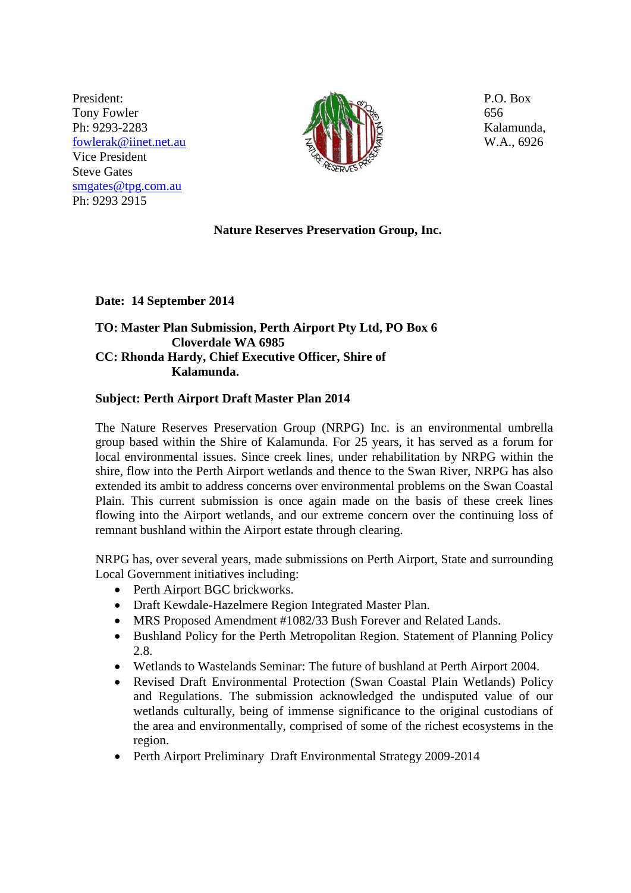President:
Tony Fowler
Ph: 9293-2283
fowlerak@iinet.net.au
Vice President
Steve Gates
smgates@tpg.com.au
Ph: 9293 2915

P.O. Box
656
Kalamunda,
W.A., 6926

**Nature Reserves Preservation Group, Inc.**

**Date: 14 September 2014**

**TO: Master Plan Submission, Perth Airport Pty Ltd, PO Box 6**
**Cloverdale WA 6985**
**CC: Rhonda Hardy, Chief Executive Officer, Shire of**
**Kalamunda.**

**Subject: Perth Airport Draft Master Plan 2014**

The Nature Reserves Preservation Group (NRPG) Inc. is an environmental umbrella group based within the Shire of Kalamunda. For 25 years, it has served as a forum for local environmental issues. Since creek lines, under rehabilitation by NRPG within the shire, flow into the Perth Airport wetlands and thence to the Swan River, NRPG has also extended its ambit to address concerns over environmental problems on the Swan Coastal Plain. This current submission is once again made on the basis of these creek lines flowing into the Airport wetlands, and our extreme concern over the continuing loss of remnant bushland within the Airport estate through clearing.

NRPG has, over several years, made submissions on Perth Airport, State and surrounding Local Government initiatives including:

- Perth Airport BGC brickworks.
- Draft Kewdale-Hazelmere Region Integrated Master Plan.
- MRS Proposed Amendment #1082/33 Bush Forever and Related Lands.
- Bushland Policy for the Perth Metropolitan Region. Statement of Planning Policy 2.8.
- Wetlands to Wastelands Seminar: The future of bushland at Perth Airport 2004.
- Revised Draft Environmental Protection (Swan Coastal Plain Wetlands) Policy and Regulations. The submission acknowledged the undisputed value of our wetlands culturally, being of immense significance to the original custodians of the area and environmentally, comprised of some of the richest ecosystems in the region.
- Perth Airport Preliminary Draft Environmental Strategy 2009-2014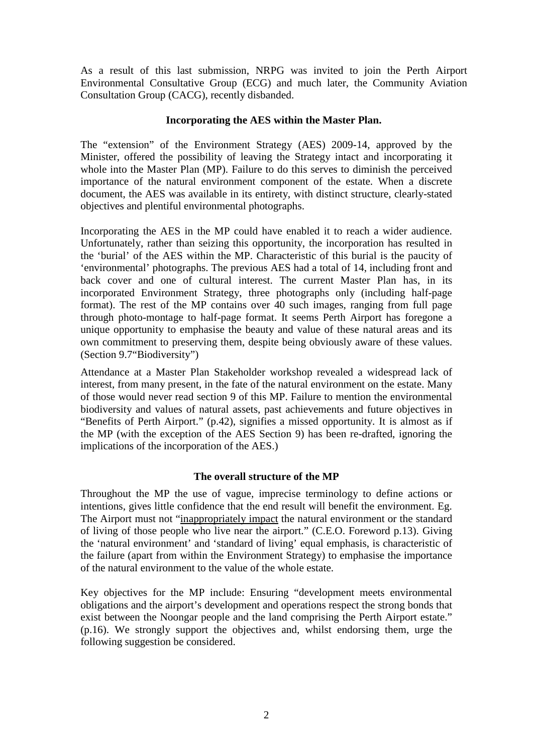As a result of this last submission, NRPG was invited to join the Perth Airport Environmental Consultative Group (ECG) and much later, the Community Aviation Consultation Group (CACG), recently disbanded.

**Incorporating the AES within the Master Plan.**

The "extension" of the Environment Strategy (AES) 2009-14, approved by the Minister, offered the possibility of leaving the Strategy intact and incorporating it whole into the Master Plan (MP). Failure to do this serves to diminish the perceived importance of the natural environment component of the estate. When a discrete document, the AES was available in its entirety, with distinct structure, clearly-stated objectives and plentiful environmental photographs.

Incorporating the AES in the MP could have enabled it to reach a wider audience. Unfortunately, rather than seizing this opportunity, the incorporation has resulted in the 'burial' of the AES within the MP. Characteristic of this burial is the paucity of 'environmental' photographs. The previous AES had a total of 14, including front and back cover and one of cultural interest. The current Master Plan has, in its incorporated Environment Strategy, three photographs only (including half-page format). The rest of the MP contains over 40 such images, ranging from full page through photo-montage to half-page format. It seems Perth Airport has foregone a unique opportunity to emphasise the beauty and value of these natural areas and its own commitment to preserving them, despite being obviously aware of these values. (Section 9.7"Biodiversity")

Attendance at a Master Plan Stakeholder workshop revealed a widespread lack of interest, from many present, in the fate of the natural environment on the estate. Many of those would never read section 9 of this MP. Failure to mention the environmental biodiversity and values of natural assets, past achievements and future objectives in "Benefits of Perth Airport." (p.42), signifies a missed opportunity. It is almost as if the MP (with the exception of the AES Section 9) has been re-drafted, ignoring the implications of the incorporation of the AES.)

**The overall structure of the MP**

Throughout the MP the use of vague, imprecise terminology to define actions or intentions, gives little confidence that the end result will benefit the environment. Eg. The Airport must not "inappropriately impact the natural environment or the standard of living of those people who live near the airport." (C.E.O. Foreword p.13). Giving the 'natural environment' and 'standard of living' equal emphasis, is characteristic of the failure (apart from within the Environment Strategy) to emphasise the importance of the natural environment to the value of the whole estate.

Key objectives for the MP include: Ensuring "development meets environmental obligations and the airport's development and operations respect the strong bonds that exist between the Noongar people and the land comprising the Perth Airport estate." (p.16). We strongly support the objectives and, whilst endorsing them, urge the following suggestion be considered.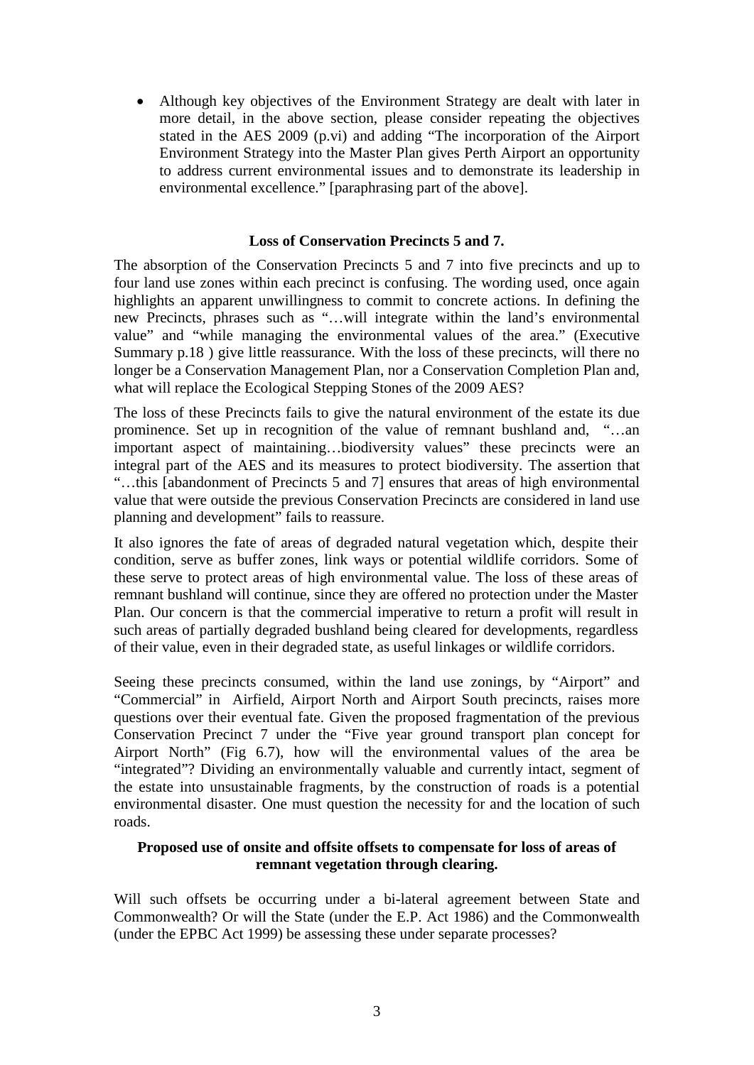- Although key objectives of the Environment Strategy are dealt with later in more detail, in the above section, please consider repeating the objectives stated in the AES 2009 (p.vi) and adding "The incorporation of the Airport Environment Strategy into the Master Plan gives Perth Airport an opportunity to address current environmental issues and to demonstrate its leadership in environmental excellence." [paraphrasing part of the above].

**Loss of Conservation Precincts 5 and 7.**

The absorption of the Conservation Precincts 5 and 7 into five precincts and up to four land use zones within each precinct is confusing. The wording used, once again highlights an apparent unwillingness to commit to concrete actions. In defining the new Precincts, phrases such as "…will integrate within the land's environmental value" and "while managing the environmental values of the area." (Executive Summary p.18 ) give little reassurance. With the loss of these precincts, will there no longer be a Conservation Management Plan, nor a Conservation Completion Plan and, what will replace the Ecological Stepping Stones of the 2009 AES?

The loss of these Precincts fails to give the natural environment of the estate its due prominence. Set up in recognition of the value of remnant bushland and, "…an important aspect of maintaining…biodiversity values" these precincts were an integral part of the AES and its measures to protect biodiversity. The assertion that "…this [abandonment of Precincts 5 and 7] ensures that areas of high environmental value that were outside the previous Conservation Precincts are considered in land use planning and development" fails to reassure.

It also ignores the fate of areas of degraded natural vegetation which, despite their condition, serve as buffer zones, link ways or potential wildlife corridors. Some of these serve to protect areas of high environmental value. The loss of these areas of remnant bushland will continue, since they are offered no protection under the Master Plan. Our concern is that the commercial imperative to return a profit will result in such areas of partially degraded bushland being cleared for developments, regardless of their value, even in their degraded state, as useful linkages or wildlife corridors.

Seeing these precincts consumed, within the land use zonings, by "Airport" and "Commercial" in Airfield, Airport North and Airport South precincts, raises more questions over their eventual fate. Given the proposed fragmentation of the previous Conservation Precinct 7 under the "Five year ground transport plan concept for Airport North" (Fig 6.7), how will the environmental values of the area be "integrated"? Dividing an environmentally valuable and currently intact, segment of the estate into unsustainable fragments, by the construction of roads is a potential environmental disaster. One must question the necessity for and the location of such roads.

**Proposed use of onsite and offsite offsets to compensate for loss of areas of remnant vegetation through clearing.**

Will such offsets be occurring under a bi-lateral agreement between State and Commonwealth? Or will the State (under the E.P. Act 1986) and the Commonwealth (under the EPBC Act 1999) be assessing these under separate processes?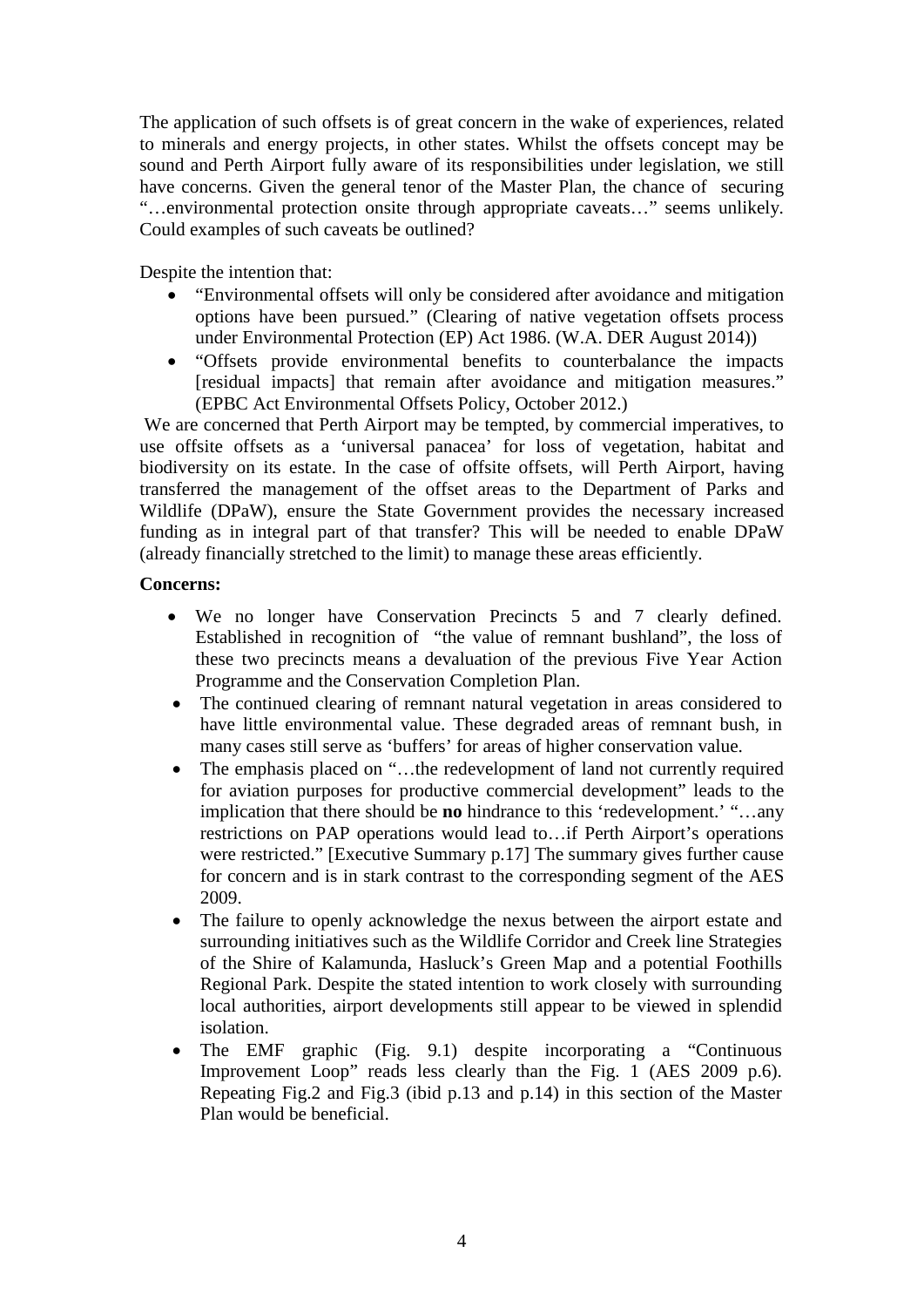The application of such offsets is of great concern in the wake of experiences, related to minerals and energy projects, in other states. Whilst the offsets concept may be sound and Perth Airport fully aware of its responsibilities under legislation, we still have concerns. Given the general tenor of the Master Plan, the chance of securing "…environmental protection onsite through appropriate caveats…" seems unlikely. Could examples of such caveats be outlined?

Despite the intention that:

- "Environmental offsets will only be considered after avoidance and mitigation options have been pursued." (Clearing of native vegetation offsets process under Environmental Protection (EP) Act 1986. (W.A. DER August 2014))
- "Offsets provide environmental benefits to counterbalance the impacts [residual impacts] that remain after avoidance and mitigation measures." (EPBC Act Environmental Offsets Policy, October 2012.)

We are concerned that Perth Airport may be tempted, by commercial imperatives, to use offsite offsets as a 'universal panacea' for loss of vegetation, habitat and biodiversity on its estate. In the case of offsite offsets, will Perth Airport, having transferred the management of the offset areas to the Department of Parks and Wildlife (DPaW), ensure the State Government provides the necessary increased funding as in integral part of that transfer? This will be needed to enable DPaW (already financially stretched to the limit) to manage these areas efficiently.

**Concerns:**

- We no longer have Conservation Precincts 5 and 7 clearly defined. Established in recognition of "the value of remnant bushland", the loss of these two precincts means a devaluation of the previous Five Year Action Programme and the Conservation Completion Plan.
- The continued clearing of remnant natural vegetation in areas considered to have little environmental value. These degraded areas of remnant bush, in many cases still serve as 'buffers' for areas of higher conservation value.
- The emphasis placed on "…the redevelopment of land not currently required for aviation purposes for productive commercial development" leads to the implication that there should be **no** hindrance to this 'redevelopment.' "…any restrictions on PAP operations would lead to…if Perth Airport's operations were restricted." [Executive Summary p.17] The summary gives further cause for concern and is in stark contrast to the corresponding segment of the AES 2009.
- The failure to openly acknowledge the nexus between the airport estate and surrounding initiatives such as the Wildlife Corridor and Creek line Strategies of the Shire of Kalamunda, Hasluck's Green Map and a potential Foothills Regional Park. Despite the stated intention to work closely with surrounding local authorities, airport developments still appear to be viewed in splendid isolation.
- The EMF graphic (Fig. 9.1) despite incorporating a "Continuous Improvement Loop" reads less clearly than the Fig. 1 (AES 2009 p.6). Repeating Fig.2 and Fig.3 (ibid p.13 and p.14) in this section of the Master Plan would be beneficial.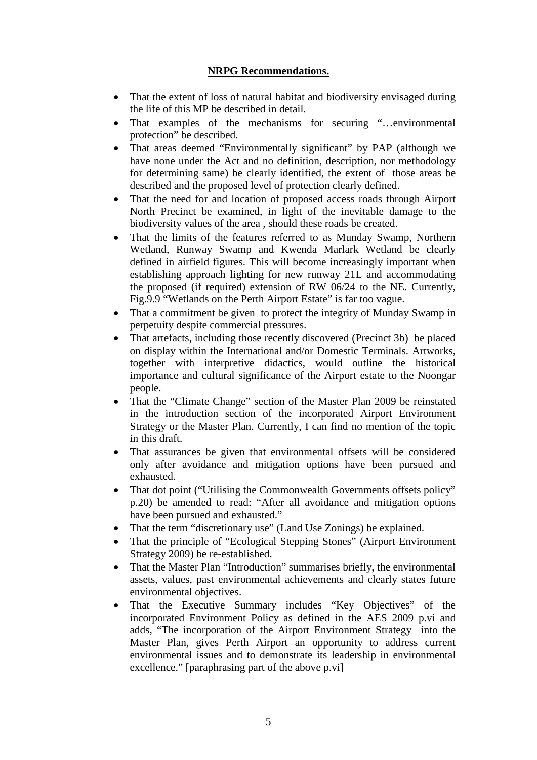**NRPG Recommendations.**

- That the extent of loss of natural habitat and biodiversity envisaged during the life of this MP be described in detail.
- That examples of the mechanisms for securing "…environmental protection" be described.
- That areas deemed "Environmentally significant" by PAP (although we have none under the Act and no definition, description, nor methodology for determining same) be clearly identified, the extent of those areas be described and the proposed level of protection clearly defined.
- That the need for and location of proposed access roads through Airport North Precinct be examined, in light of the inevitable damage to the biodiversity values of the area , should these roads be created.
- That the limits of the features referred to as Munday Swamp, Northern Wetland, Runway Swamp and Kwenda Marlark Wetland be clearly defined in airfield figures. This will become increasingly important when establishing approach lighting for new runway 21L and accommodating the proposed (if required) extension of RW 06/24 to the NE. Currently, Fig.9.9 "Wetlands on the Perth Airport Estate" is far too vague.
- That a commitment be given to protect the integrity of Munday Swamp in perpetuity despite commercial pressures.
- That artefacts, including those recently discovered (Precinct 3b) be placed on display within the International and/or Domestic Terminals. Artworks, together with interpretive didactics, would outline the historical importance and cultural significance of the Airport estate to the Noongar people.
- That the "Climate Change" section of the Master Plan 2009 be reinstated in the introduction section of the incorporated Airport Environment Strategy or the Master Plan. Currently, I can find no mention of the topic in this draft.
- That assurances be given that environmental offsets will be considered only after avoidance and mitigation options have been pursued and exhausted.
- That dot point ("Utilising the Commonwealth Governments offsets policy" p.20) be amended to read: "After all avoidance and mitigation options have been pursued and exhausted."
- That the term "discretionary use" (Land Use Zonings) be explained.
- That the principle of "Ecological Stepping Stones" (Airport Environment Strategy 2009) be re-established.
- That the Master Plan "Introduction" summarises briefly, the environmental assets, values, past environmental achievements and clearly states future environmental objectives.
- That the Executive Summary includes "Key Objectives" of the incorporated Environment Policy as defined in the AES 2009 p.vi and adds, "The incorporation of the Airport Environment Strategy into the Master Plan, gives Perth Airport an opportunity to address current environmental issues and to demonstrate its leadership in environmental excellence." [paraphrasing part of the above p.vi]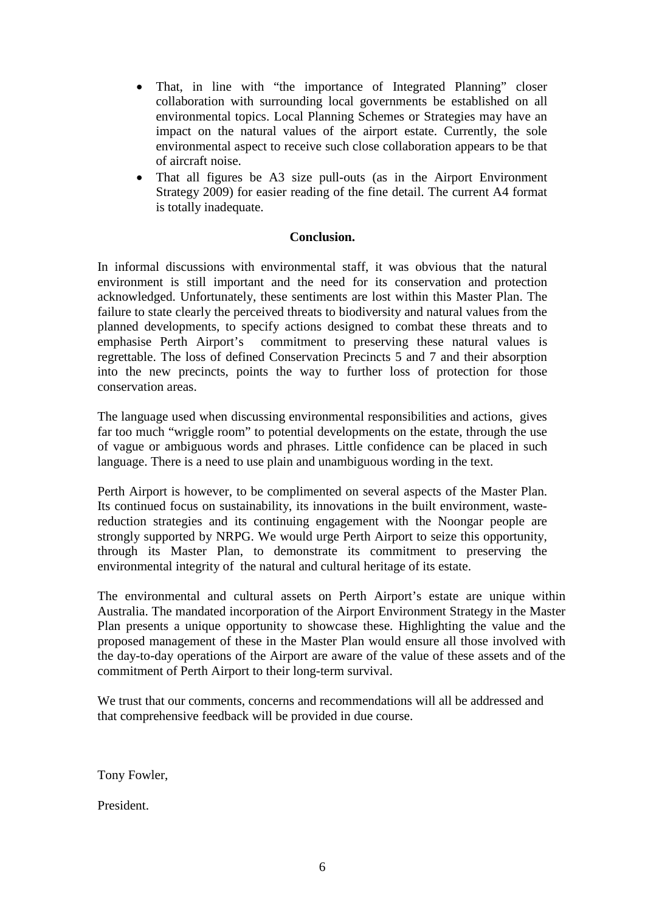- That, in line with "the importance of Integrated Planning" closer collaboration with surrounding local governments be established on all environmental topics. Local Planning Schemes or Strategies may have an impact on the natural values of the airport estate. Currently, the sole environmental aspect to receive such close collaboration appears to be that of aircraft noise.
- That all figures be A3 size pull-outs (as in the Airport Environment Strategy 2009) for easier reading of the fine detail. The current A4 format is totally inadequate.

**Conclusion.**

In informal discussions with environmental staff, it was obvious that the natural environment is still important and the need for its conservation and protection acknowledged. Unfortunately, these sentiments are lost within this Master Plan. The failure to state clearly the perceived threats to biodiversity and natural values from the planned developments, to specify actions designed to combat these threats and to emphasise Perth Airport's commitment to preserving these natural values is regrettable. The loss of defined Conservation Precincts 5 and 7 and their absorption into the new precincts, points the way to further loss of protection for those conservation areas.

The language used when discussing environmental responsibilities and actions, gives far too much "wriggle room" to potential developments on the estate, through the use of vague or ambiguous words and phrases. Little confidence can be placed in such language. There is a need to use plain and unambiguous wording in the text.

Perth Airport is however, to be complimented on several aspects of the Master Plan. Its continued focus on sustainability, its innovations in the built environment, waste-reduction strategies and its continuing engagement with the Noongar people are strongly supported by NRPG. We would urge Perth Airport to seize this opportunity, through its Master Plan, to demonstrate its commitment to preserving the environmental integrity of the natural and cultural heritage of its estate.

The environmental and cultural assets on Perth Airport's estate are unique within Australia. The mandated incorporation of the Airport Environment Strategy in the Master Plan presents a unique opportunity to showcase these. Highlighting the value and the proposed management of these in the Master Plan would ensure all those involved with the day-to-day operations of the Airport are aware of the value of these assets and of the commitment of Perth Airport to their long-term survival.

We trust that our comments, concerns and recommendations will all be addressed and that comprehensive feedback will be provided in due course.

Tony Fowler,

President.